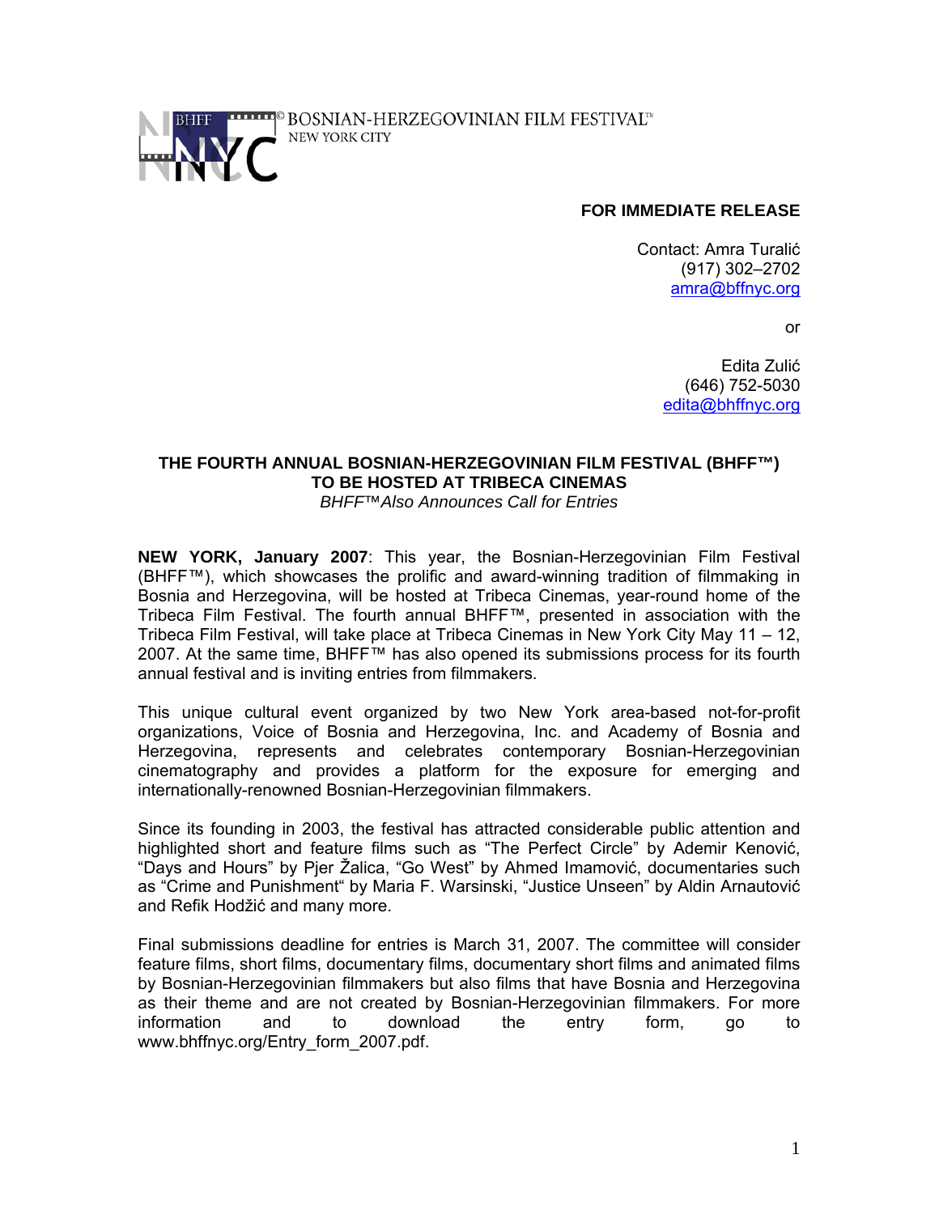BOSNIAN-HERZEGOVINIAN FILM FESTIVAL™
NEW YORK CITY

**FOR IMMEDIATE RELEASE**

Contact: Amra Turalić
(917) 302–2702
amra@bffnyc.org

or

Edita Zulić
(646) 752-5030
edita@bhffnyc.org

## THE FOURTH ANNUAL BOSNIAN-HERZEGOVINIAN FILM FESTIVAL (BHFF™) TO BE HOSTED AT TRIBECA CINEMAS

*BHFF™ Also Announces Call for Entries*

**NEW YORK, January 2007**: This year, the Bosnian-Herzegovinian Film Festival (BHFF™), which showcases the prolific and award-winning tradition of filmmaking in Bosnia and Herzegovina, will be hosted at Tribeca Cinemas, year-round home of the Tribeca Film Festival. The fourth annual BHFF™, presented in association with the Tribeca Film Festival, will take place at Tribeca Cinemas in New York City May 11 – 12, 2007. At the same time, BHFF™ has also opened its submissions process for its fourth annual festival and is inviting entries from filmmakers.

This unique cultural event organized by two New York area-based not-for-profit organizations, Voice of Bosnia and Herzegovina, Inc. and Academy of Bosnia and Herzegovina, represents and celebrates contemporary Bosnian-Herzegovinian cinematography and provides a platform for the exposure for emerging and internationally-renowned Bosnian-Herzegovinian filmmakers.

Since its founding in 2003, the festival has attracted considerable public attention and highlighted short and feature films such as "The Perfect Circle" by Ademir Kenović, "Days and Hours" by Pjer Žalica, "Go West" by Ahmed Imamović, documentaries such as "Crime and Punishment" by Maria F. Warsinski, "Justice Unseen" by Aldin Arnautović and Refik Hodžić and many more.

Final submissions deadline for entries is March 31, 2007. The committee will consider feature films, short films, documentary films, documentary short films and animated films by Bosnian-Herzegovinian filmmakers but also films that have Bosnia and Herzegovina as their theme and are not created by Bosnian-Herzegovinian filmmakers. For more information and to download the entry form, go to www.bhffnyc.org/Entry_form_2007.pdf.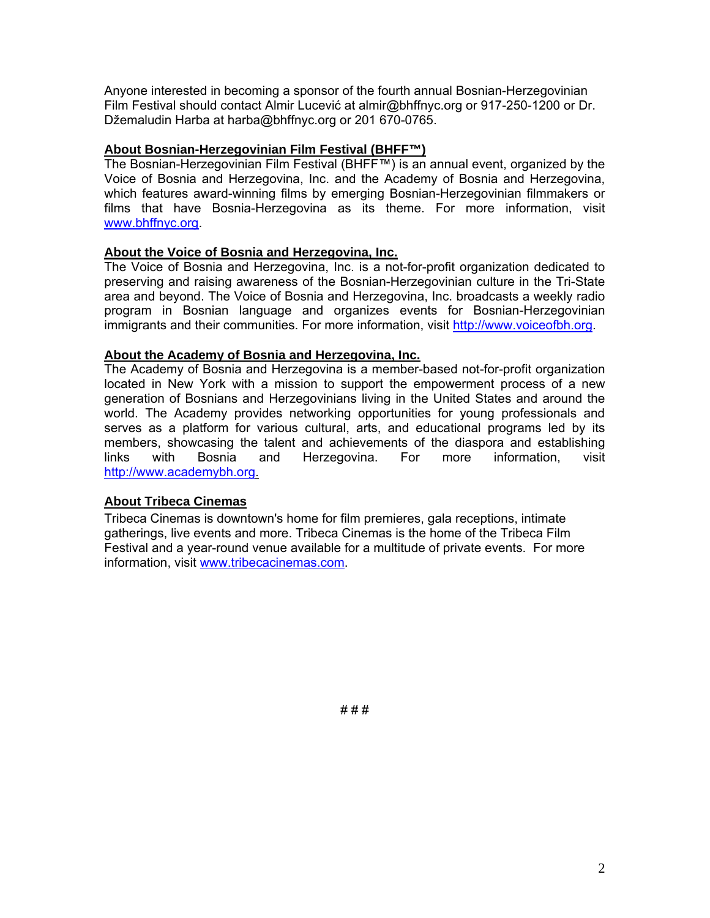Anyone interested in becoming a sponsor of the fourth annual Bosnian-Herzegovinian Film Festival should contact Almir Lucević at almir@bhffnyc.org or 917-250-1200 or Dr. Džemaludin Harba at harba@bhffnyc.org or 201 670-0765.

**About Bosnian-Herzegovinian Film Festival (BHFF™)**

The Bosnian-Herzegovinian Film Festival (BHFF™) is an annual event, organized by the Voice of Bosnia and Herzegovina, Inc. and the Academy of Bosnia and Herzegovina, which features award-winning films by emerging Bosnian-Herzegovinian filmmakers or films that have Bosnia-Herzegovina as its theme. For more information, visit www.bhffnyc.org.

**About the Voice of Bosnia and Herzegovina, Inc.**

The Voice of Bosnia and Herzegovina, Inc. is a not-for-profit organization dedicated to preserving and raising awareness of the Bosnian-Herzegovinian culture in the Tri-State area and beyond. The Voice of Bosnia and Herzegovina, Inc. broadcasts a weekly radio program in Bosnian language and organizes events for Bosnian-Herzegovinian immigrants and their communities. For more information, visit http://www.voiceofbh.org.

**About the Academy of Bosnia and Herzegovina, Inc.**

The Academy of Bosnia and Herzegovina is a member-based not-for-profit organization located in New York with a mission to support the empowerment process of a new generation of Bosnians and Herzegovinians living in the United States and around the world. The Academy provides networking opportunities for young professionals and serves as a platform for various cultural, arts, and educational programs led by its members, showcasing the talent and achievements of the diaspora and establishing links with Bosnia and Herzegovina. For more information, visit http://www.academybh.org.

**About Tribeca Cinemas**

Tribeca Cinemas is downtown's home for film premieres, gala receptions, intimate gatherings, live events and more. Tribeca Cinemas is the home of the Tribeca Film Festival and a year-round venue available for a multitude of private events. For more information, visit www.tribecacinemas.com.

# # #